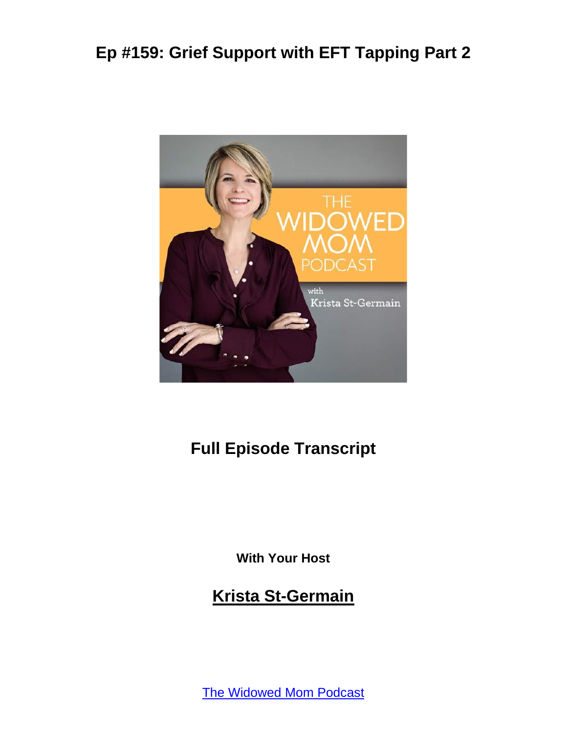# Ep #159: Grief Support with EFT Tapping Part 2

## Full Episode Transcript

**With Your Host**

## Krista St-Germain

The Widowed Mom Podcast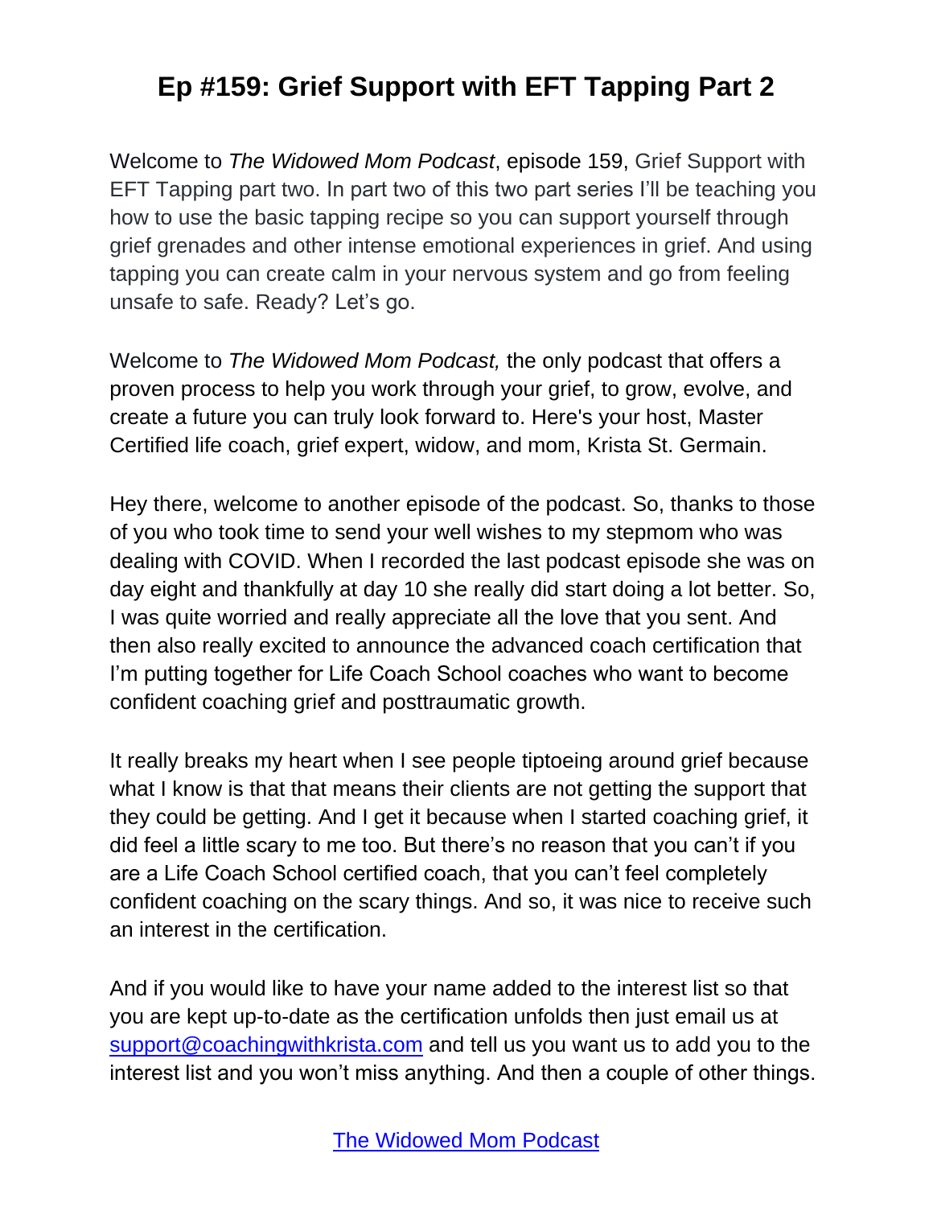# Ep #159: Grief Support with EFT Tapping Part 2

Welcome to *The Widowed Mom Podcast*, episode 159, Grief Support with EFT Tapping part two. In part two of this two part series I'll be teaching you how to use the basic tapping recipe so you can support yourself through grief grenades and other intense emotional experiences in grief. And using tapping you can create calm in your nervous system and go from feeling unsafe to safe. Ready? Let's go.

Welcome to *The Widowed Mom Podcast,* the only podcast that offers a proven process to help you work through your grief, to grow, evolve, and create a future you can truly look forward to. Here's your host, Master Certified life coach, grief expert, widow, and mom, Krista St. Germain.

Hey there, welcome to another episode of the podcast. So, thanks to those of you who took time to send your well wishes to my stepmom who was dealing with COVID. When I recorded the last podcast episode she was on day eight and thankfully at day 10 she really did start doing a lot better. So, I was quite worried and really appreciate all the love that you sent. And then also really excited to announce the advanced coach certification that I'm putting together for Life Coach School coaches who want to become confident coaching grief and posttraumatic growth.

It really breaks my heart when I see people tiptoeing around grief because what I know is that that means their clients are not getting the support that they could be getting. And I get it because when I started coaching grief, it did feel a little scary to me too. But there's no reason that you can't if you are a Life Coach School certified coach, that you can't feel completely confident coaching on the scary things. And so, it was nice to receive such an interest in the certification.

And if you would like to have your name added to the interest list so that you are kept up-to-date as the certification unfolds then just email us at [support@coachingwithkrista.com](mailto:support@coachingwithkrista.com) and tell us you want us to add you to the interest list and you won't miss anything. And then a couple of other things.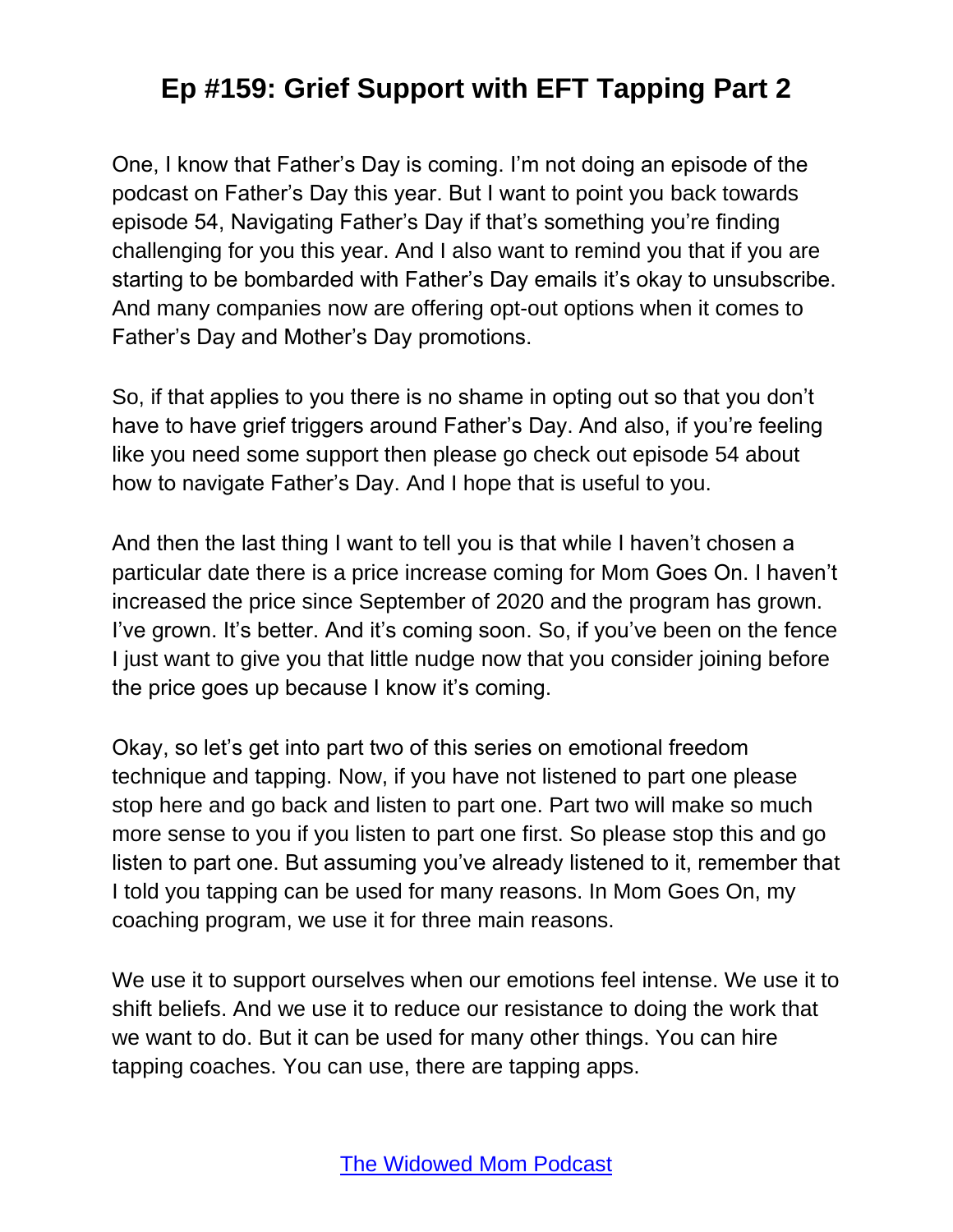One, I know that Father's Day is coming. I'm not doing an episode of the podcast on Father's Day this year. But I want to point you back towards episode 54, Navigating Father's Day if that's something you're finding challenging for you this year. And I also want to remind you that if you are starting to be bombarded with Father's Day emails it's okay to unsubscribe. And many companies now are offering opt-out options when it comes to Father's Day and Mother's Day promotions.

So, if that applies to you there is no shame in opting out so that you don't have to have grief triggers around Father's Day. And also, if you're feeling like you need some support then please go check out episode 54 about how to navigate Father's Day. And I hope that is useful to you.

And then the last thing I want to tell you is that while I haven't chosen a particular date there is a price increase coming for Mom Goes On. I haven't increased the price since September of 2020 and the program has grown. I've grown. It's better. And it's coming soon. So, if you've been on the fence I just want to give you that little nudge now that you consider joining before the price goes up because I know it's coming.

Okay, so let's get into part two of this series on emotional freedom technique and tapping. Now, if you have not listened to part one please stop here and go back and listen to part one. Part two will make so much more sense to you if you listen to part one first. So please stop this and go listen to part one. But assuming you've already listened to it, remember that I told you tapping can be used for many reasons. In Mom Goes On, my coaching program, we use it for three main reasons.

We use it to support ourselves when our emotions feel intense. We use it to shift beliefs. And we use it to reduce our resistance to doing the work that we want to do. But it can be used for many other things. You can hire tapping coaches. You can use, there are tapping apps.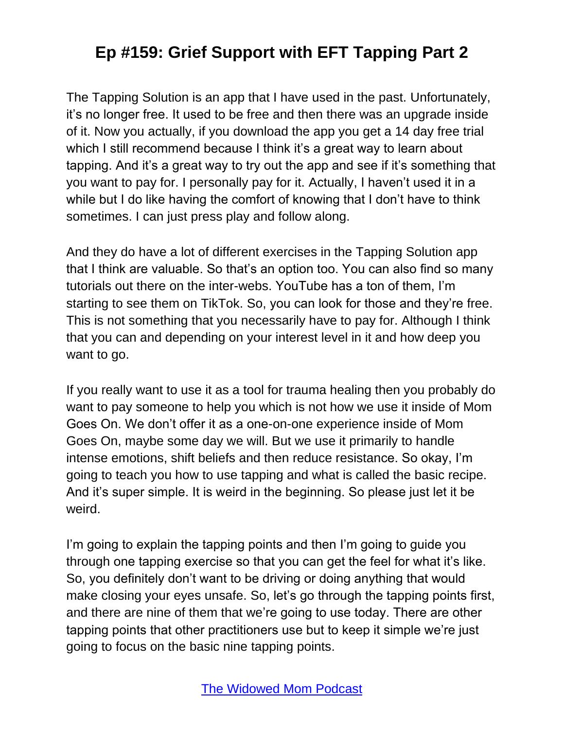The Tapping Solution is an app that I have used in the past. Unfortunately, it's no longer free. It used to be free and then there was an upgrade inside of it. Now you actually, if you download the app you get a 14 day free trial which I still recommend because I think it's a great way to learn about tapping. And it's a great way to try out the app and see if it's something that you want to pay for. I personally pay for it. Actually, I haven't used it in a while but I do like having the comfort of knowing that I don't have to think sometimes. I can just press play and follow along.

And they do have a lot of different exercises in the Tapping Solution app that I think are valuable. So that's an option too. You can also find so many tutorials out there on the inter-webs. YouTube has a ton of them, I'm starting to see them on TikTok. So, you can look for those and they're free. This is not something that you necessarily have to pay for. Although I think that you can and depending on your interest level in it and how deep you want to go.

If you really want to use it as a tool for trauma healing then you probably do want to pay someone to help you which is not how we use it inside of Mom Goes On. We don't offer it as a one-on-one experience inside of Mom Goes On, maybe some day we will. But we use it primarily to handle intense emotions, shift beliefs and then reduce resistance. So okay, I'm going to teach you how to use tapping and what is called the basic recipe. And it's super simple. It is weird in the beginning. So please just let it be weird.

I'm going to explain the tapping points and then I'm going to guide you through one tapping exercise so that you can get the feel for what it's like. So, you definitely don't want to be driving or doing anything that would make closing your eyes unsafe. So, let's go through the tapping points first, and there are nine of them that we're going to use today. There are other tapping points that other practitioners use but to keep it simple we're just going to focus on the basic nine tapping points.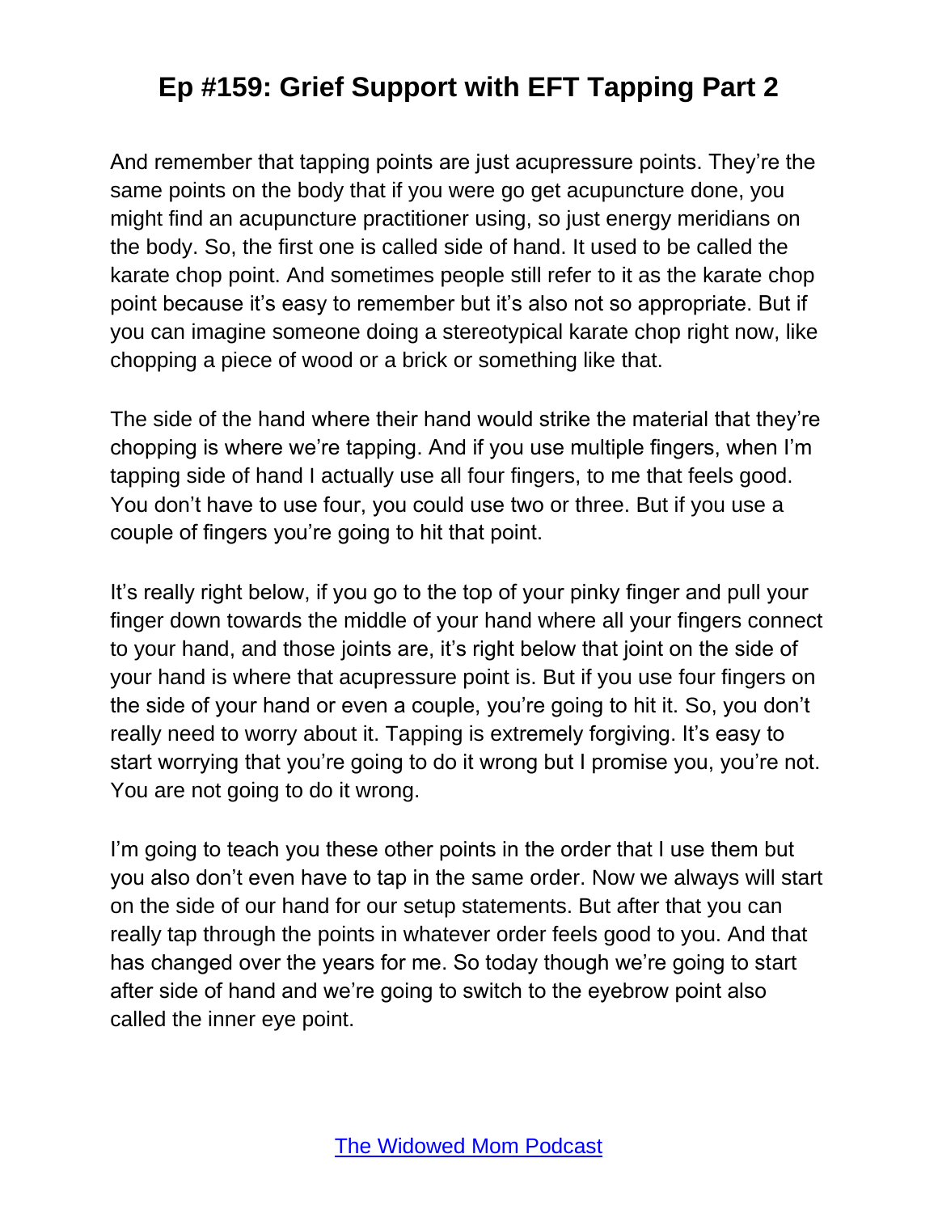And remember that tapping points are just acupressure points. They're the same points on the body that if you were go get acupuncture done, you might find an acupuncture practitioner using, so just energy meridians on the body. So, the first one is called side of hand. It used to be called the karate chop point. And sometimes people still refer to it as the karate chop point because it's easy to remember but it's also not so appropriate. But if you can imagine someone doing a stereotypical karate chop right now, like chopping a piece of wood or a brick or something like that.

The side of the hand where their hand would strike the material that they're chopping is where we're tapping. And if you use multiple fingers, when I'm tapping side of hand I actually use all four fingers, to me that feels good. You don't have to use four, you could use two or three. But if you use a couple of fingers you're going to hit that point.

It's really right below, if you go to the top of your pinky finger and pull your finger down towards the middle of your hand where all your fingers connect to your hand, and those joints are, it's right below that joint on the side of your hand is where that acupressure point is. But if you use four fingers on the side of your hand or even a couple, you're going to hit it. So, you don't really need to worry about it. Tapping is extremely forgiving. It's easy to start worrying that you're going to do it wrong but I promise you, you're not. You are not going to do it wrong.

I'm going to teach you these other points in the order that I use them but you also don't even have to tap in the same order. Now we always will start on the side of our hand for our setup statements. But after that you can really tap through the points in whatever order feels good to you. And that has changed over the years for me. So today though we're going to start after side of hand and we're going to switch to the eyebrow point also called the inner eye point.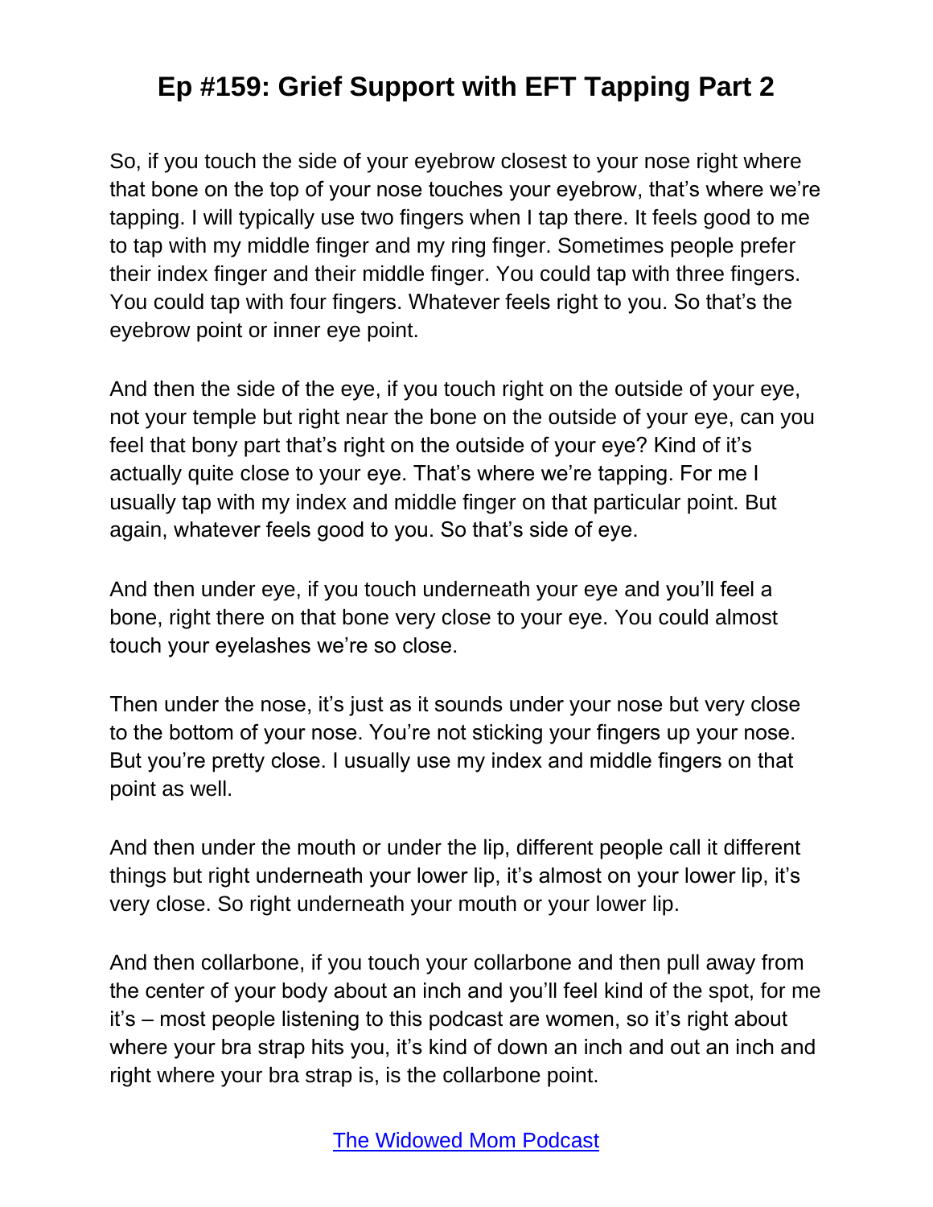So, if you touch the side of your eyebrow closest to your nose right where that bone on the top of your nose touches your eyebrow, that's where we're tapping. I will typically use two fingers when I tap there. It feels good to me to tap with my middle finger and my ring finger. Sometimes people prefer their index finger and their middle finger. You could tap with three fingers. You could tap with four fingers. Whatever feels right to you. So that's the eyebrow point or inner eye point.

And then the side of the eye, if you touch right on the outside of your eye, not your temple but right near the bone on the outside of your eye, can you feel that bony part that's right on the outside of your eye? Kind of it's actually quite close to your eye. That's where we're tapping. For me I usually tap with my index and middle finger on that particular point. But again, whatever feels good to you. So that's side of eye.

And then under eye, if you touch underneath your eye and you'll feel a bone, right there on that bone very close to your eye. You could almost touch your eyelashes we're so close.

Then under the nose, it's just as it sounds under your nose but very close to the bottom of your nose. You're not sticking your fingers up your nose. But you're pretty close. I usually use my index and middle fingers on that point as well.

And then under the mouth or under the lip, different people call it different things but right underneath your lower lip, it's almost on your lower lip, it's very close. So right underneath your mouth or your lower lip.

And then collarbone, if you touch your collarbone and then pull away from the center of your body about an inch and you'll feel kind of the spot, for me it's – most people listening to this podcast are women, so it's right about where your bra strap hits you, it's kind of down an inch and out an inch and right where your bra strap is, is the collarbone point.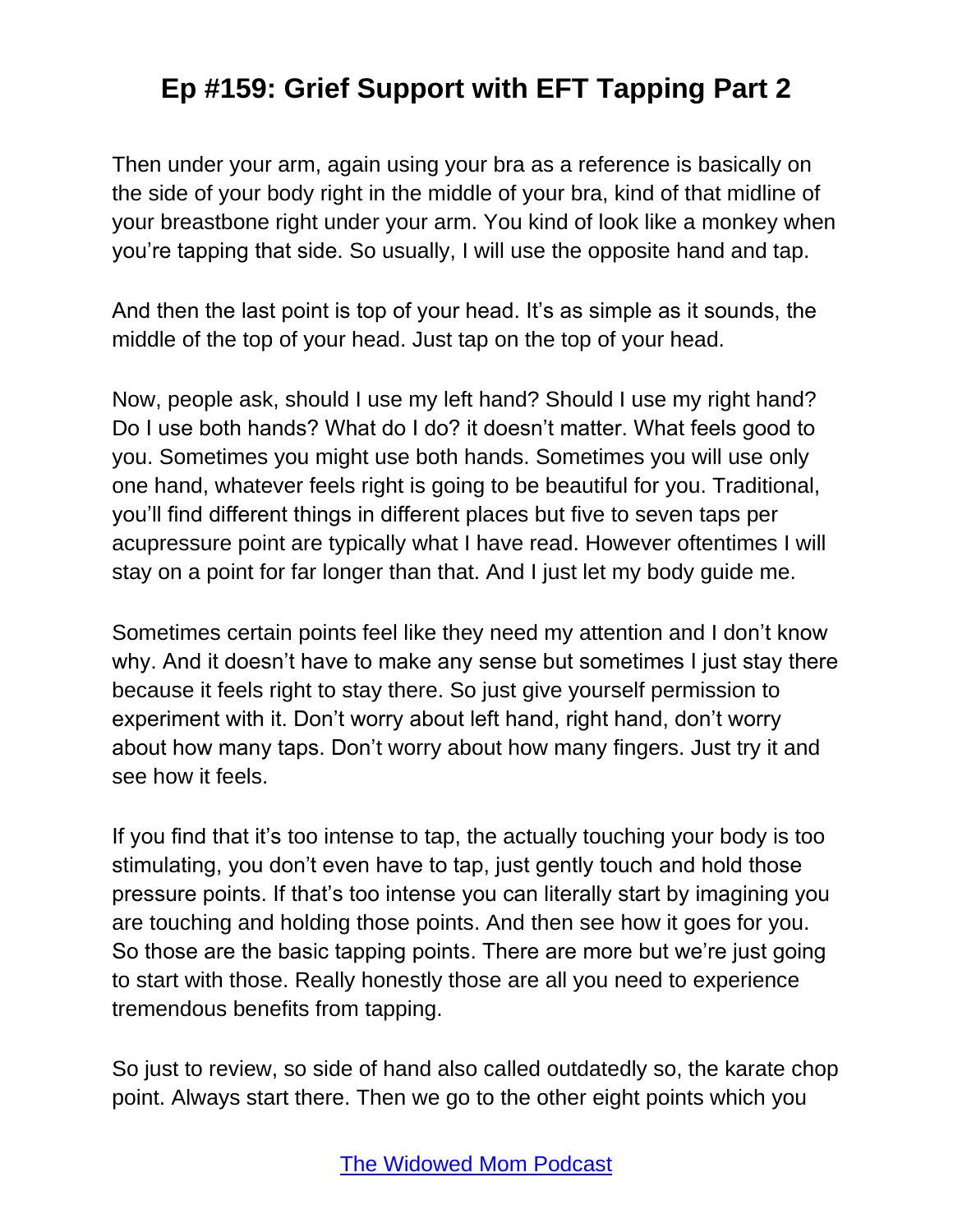Then under your arm, again using your bra as a reference is basically on the side of your body right in the middle of your bra, kind of that midline of your breastbone right under your arm. You kind of look like a monkey when you're tapping that side. So usually, I will use the opposite hand and tap.

And then the last point is top of your head. It's as simple as it sounds, the middle of the top of your head. Just tap on the top of your head.

Now, people ask, should I use my left hand? Should I use my right hand? Do I use both hands? What do I do? it doesn't matter. What feels good to you. Sometimes you might use both hands. Sometimes you will use only one hand, whatever feels right is going to be beautiful for you. Traditional, you'll find different things in different places but five to seven taps per acupressure point are typically what I have read. However oftentimes I will stay on a point for far longer than that. And I just let my body guide me.

Sometimes certain points feel like they need my attention and I don't know why. And it doesn't have to make any sense but sometimes I just stay there because it feels right to stay there. So just give yourself permission to experiment with it. Don't worry about left hand, right hand, don't worry about how many taps. Don't worry about how many fingers. Just try it and see how it feels.

If you find that it's too intense to tap, the actually touching your body is too stimulating, you don't even have to tap, just gently touch and hold those pressure points. If that's too intense you can literally start by imagining you are touching and holding those points. And then see how it goes for you. So those are the basic tapping points. There are more but we're just going to start with those. Really honestly those are all you need to experience tremendous benefits from tapping.

So just to review, so side of hand also called outdatedly so, the karate chop point. Always start there. Then we go to the other eight points which you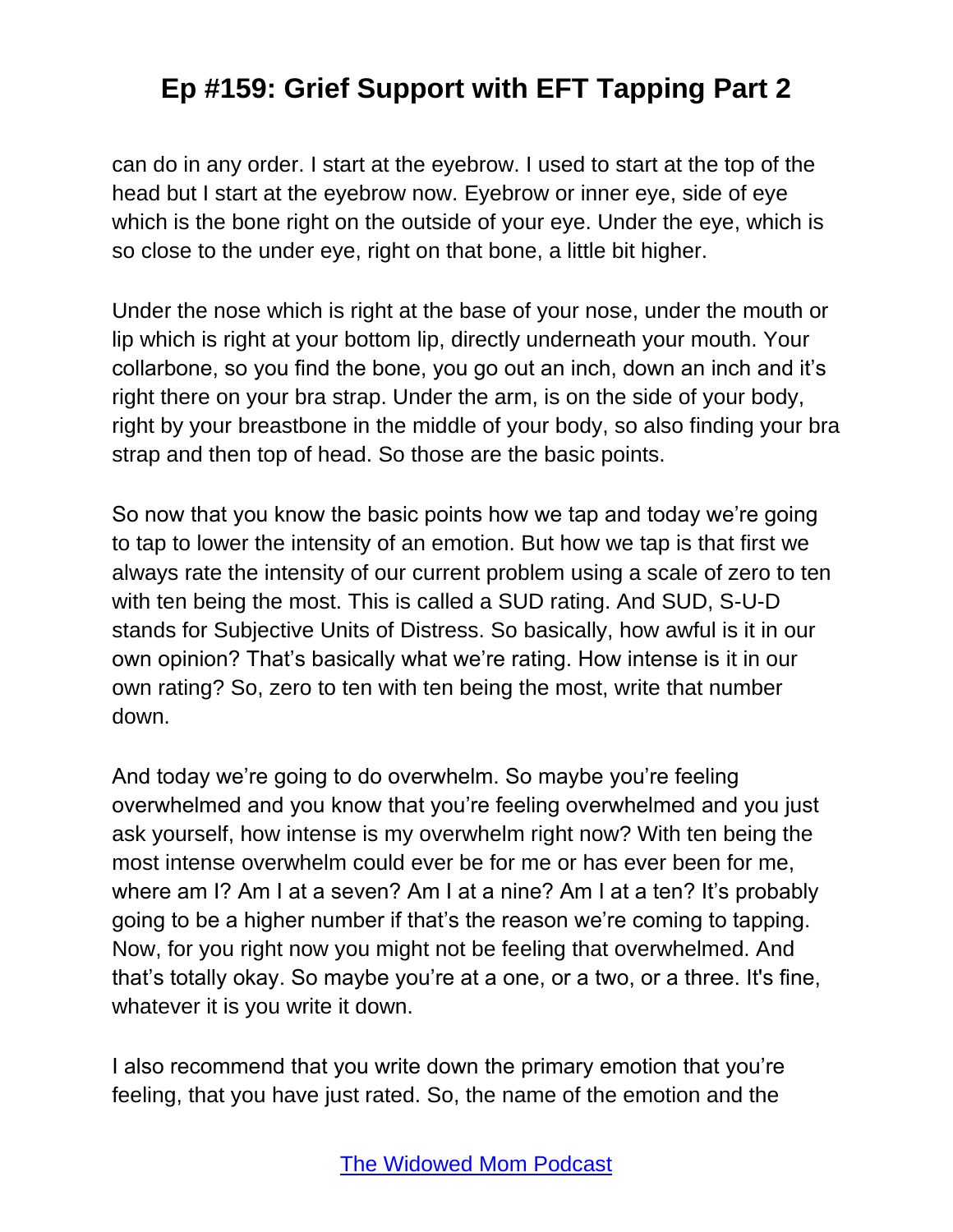can do in any order. I start at the eyebrow. I used to start at the top of the head but I start at the eyebrow now. Eyebrow or inner eye, side of eye which is the bone right on the outside of your eye. Under the eye, which is so close to the under eye, right on that bone, a little bit higher.

Under the nose which is right at the base of your nose, under the mouth or lip which is right at your bottom lip, directly underneath your mouth. Your collarbone, so you find the bone, you go out an inch, down an inch and it's right there on your bra strap. Under the arm, is on the side of your body, right by your breastbone in the middle of your body, so also finding your bra strap and then top of head. So those are the basic points.

So now that you know the basic points how we tap and today we're going to tap to lower the intensity of an emotion. But how we tap is that first we always rate the intensity of our current problem using a scale of zero to ten with ten being the most. This is called a SUD rating. And SUD, S-U-D stands for Subjective Units of Distress. So basically, how awful is it in our own opinion? That's basically what we're rating. How intense is it in our own rating? So, zero to ten with ten being the most, write that number down.

And today we're going to do overwhelm. So maybe you're feeling overwhelmed and you know that you're feeling overwhelmed and you just ask yourself, how intense is my overwhelm right now? With ten being the most intense overwhelm could ever be for me or has ever been for me, where am I? Am I at a seven? Am I at a nine? Am I at a ten? It's probably going to be a higher number if that's the reason we're coming to tapping. Now, for you right now you might not be feeling that overwhelmed. And that's totally okay. So maybe you're at a one, or a two, or a three. It's fine, whatever it is you write it down.

I also recommend that you write down the primary emotion that you're feeling, that you have just rated. So, the name of the emotion and the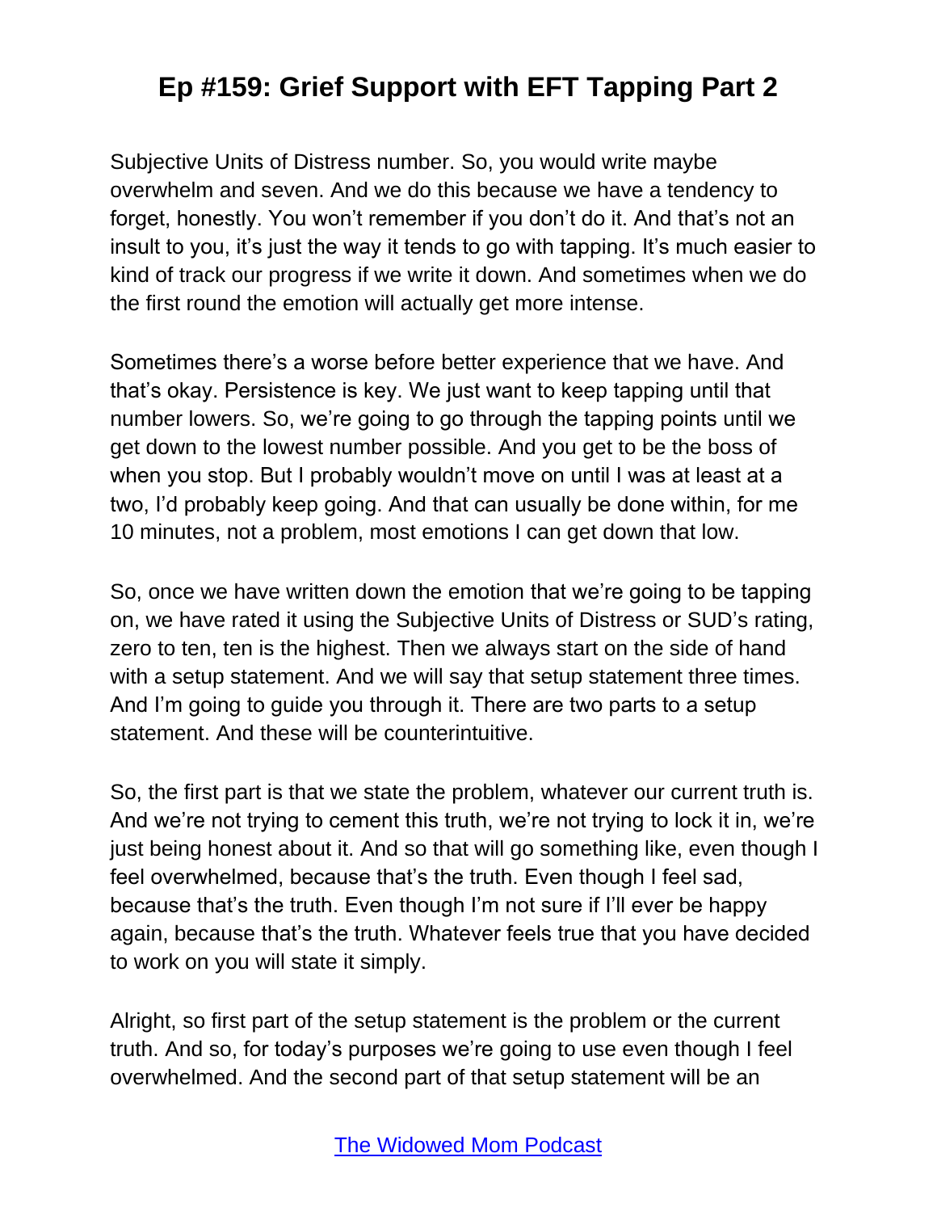Subjective Units of Distress number. So, you would write maybe overwhelm and seven. And we do this because we have a tendency to forget, honestly. You won't remember if you don't do it. And that's not an insult to you, it's just the way it tends to go with tapping. It's much easier to kind of track our progress if we write it down. And sometimes when we do the first round the emotion will actually get more intense.

Sometimes there's a worse before better experience that we have. And that's okay. Persistence is key. We just want to keep tapping until that number lowers. So, we're going to go through the tapping points until we get down to the lowest number possible. And you get to be the boss of when you stop. But I probably wouldn't move on until I was at least at a two, I'd probably keep going. And that can usually be done within, for me 10 minutes, not a problem, most emotions I can get down that low.

So, once we have written down the emotion that we're going to be tapping on, we have rated it using the Subjective Units of Distress or SUD's rating, zero to ten, ten is the highest. Then we always start on the side of hand with a setup statement. And we will say that setup statement three times. And I'm going to guide you through it. There are two parts to a setup statement. And these will be counterintuitive.

So, the first part is that we state the problem, whatever our current truth is. And we're not trying to cement this truth, we're not trying to lock it in, we're just being honest about it. And so that will go something like, even though I feel overwhelmed, because that's the truth. Even though I feel sad, because that's the truth. Even though I'm not sure if I'll ever be happy again, because that's the truth. Whatever feels true that you have decided to work on you will state it simply.

Alright, so first part of the setup statement is the problem or the current truth. And so, for today's purposes we're going to use even though I feel overwhelmed. And the second part of that setup statement will be an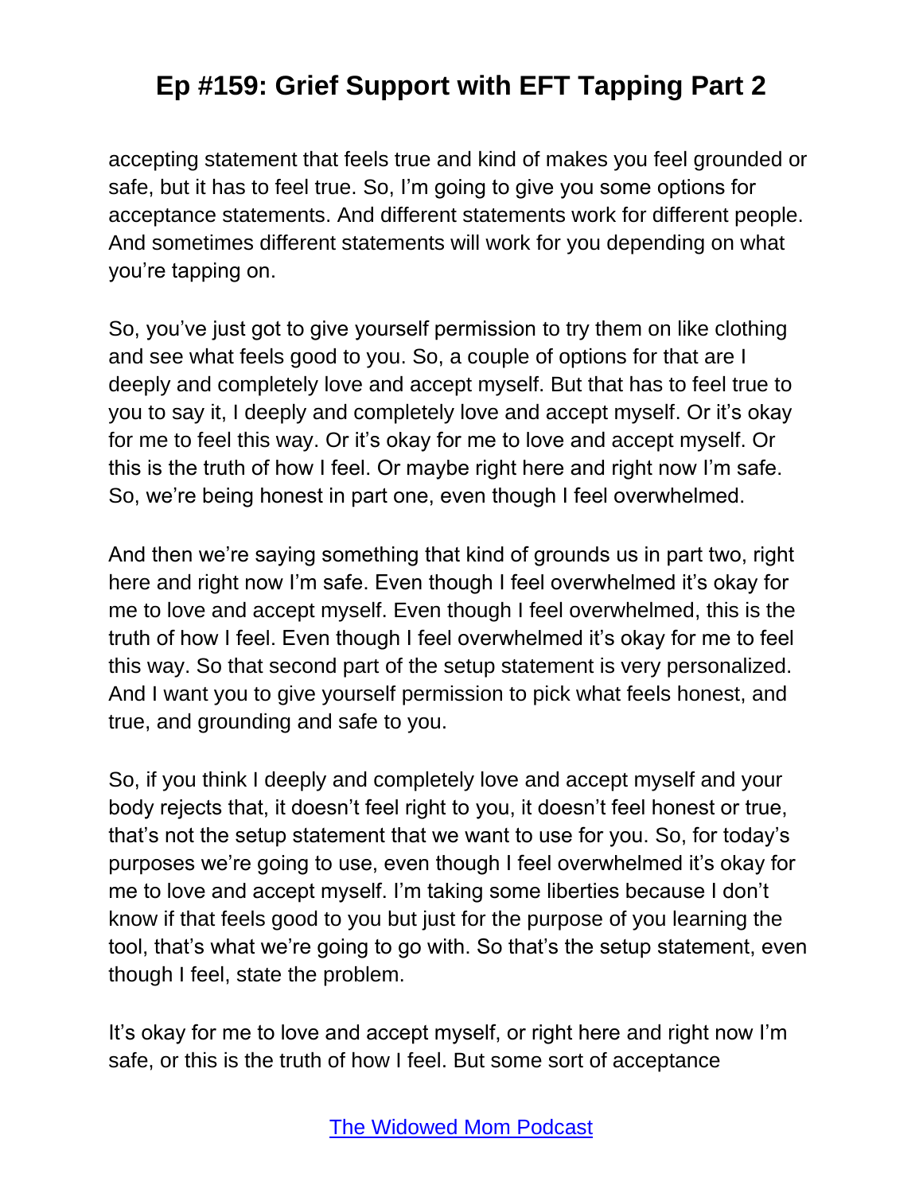accepting statement that feels true and kind of makes you feel grounded or safe, but it has to feel true. So, I'm going to give you some options for acceptance statements. And different statements work for different people. And sometimes different statements will work for you depending on what you're tapping on.

So, you've just got to give yourself permission to try them on like clothing and see what feels good to you. So, a couple of options for that are I deeply and completely love and accept myself. But that has to feel true to you to say it, I deeply and completely love and accept myself. Or it's okay for me to feel this way. Or it's okay for me to love and accept myself. Or this is the truth of how I feel. Or maybe right here and right now I'm safe. So, we're being honest in part one, even though I feel overwhelmed.

And then we're saying something that kind of grounds us in part two, right here and right now I'm safe. Even though I feel overwhelmed it's okay for me to love and accept myself. Even though I feel overwhelmed, this is the truth of how I feel. Even though I feel overwhelmed it's okay for me to feel this way. So that second part of the setup statement is very personalized. And I want you to give yourself permission to pick what feels honest, and true, and grounding and safe to you.

So, if you think I deeply and completely love and accept myself and your body rejects that, it doesn't feel right to you, it doesn't feel honest or true, that's not the setup statement that we want to use for you. So, for today's purposes we're going to use, even though I feel overwhelmed it's okay for me to love and accept myself. I'm taking some liberties because I don't know if that feels good to you but just for the purpose of you learning the tool, that's what we're going to go with. So that's the setup statement, even though I feel, state the problem.

It's okay for me to love and accept myself, or right here and right now I'm safe, or this is the truth of how I feel. But some sort of acceptance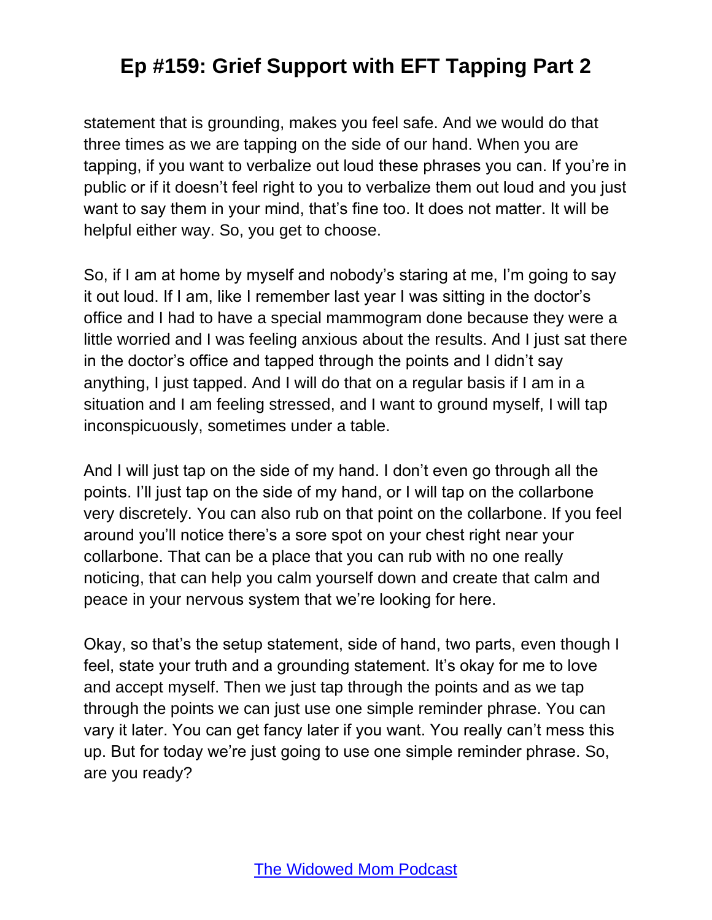statement that is grounding, makes you feel safe. And we would do that three times as we are tapping on the side of our hand. When you are tapping, if you want to verbalize out loud these phrases you can. If you're in public or if it doesn't feel right to you to verbalize them out loud and you just want to say them in your mind, that's fine too. It does not matter. It will be helpful either way. So, you get to choose.

So, if I am at home by myself and nobody's staring at me, I'm going to say it out loud. If I am, like I remember last year I was sitting in the doctor's office and I had to have a special mammogram done because they were a little worried and I was feeling anxious about the results. And I just sat there in the doctor's office and tapped through the points and I didn't say anything, I just tapped. And I will do that on a regular basis if I am in a situation and I am feeling stressed, and I want to ground myself, I will tap inconspicuously, sometimes under a table.

And I will just tap on the side of my hand. I don't even go through all the points. I'll just tap on the side of my hand, or I will tap on the collarbone very discretely. You can also rub on that point on the collarbone. If you feel around you'll notice there's a sore spot on your chest right near your collarbone. That can be a place that you can rub with no one really noticing, that can help you calm yourself down and create that calm and peace in your nervous system that we're looking for here.

Okay, so that's the setup statement, side of hand, two parts, even though I feel, state your truth and a grounding statement. It's okay for me to love and accept myself. Then we just tap through the points and as we tap through the points we can just use one simple reminder phrase. You can vary it later. You can get fancy later if you want. You really can't mess this up. But for today we're just going to use one simple reminder phrase. So, are you ready?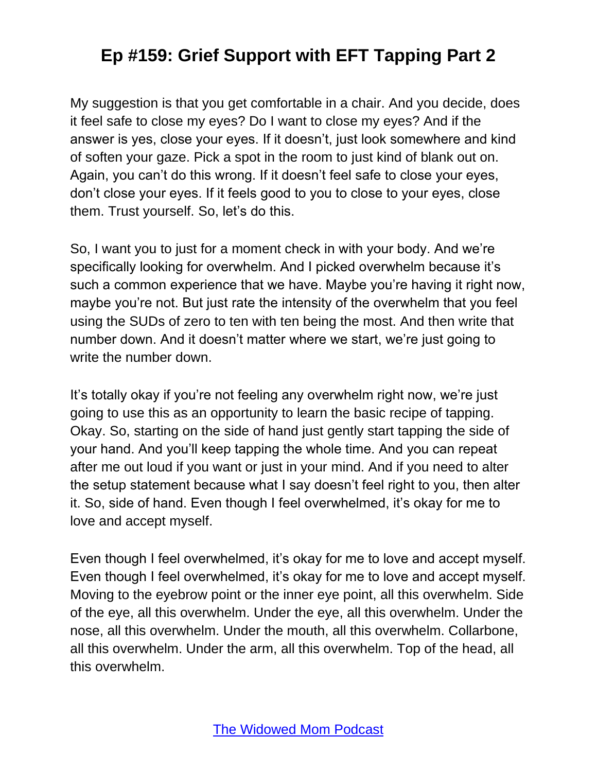My suggestion is that you get comfortable in a chair. And you decide, does it feel safe to close my eyes? Do I want to close my eyes? And if the answer is yes, close your eyes. If it doesn't, just look somewhere and kind of soften your gaze. Pick a spot in the room to just kind of blank out on. Again, you can't do this wrong. If it doesn't feel safe to close your eyes, don't close your eyes. If it feels good to you to close to your eyes, close them. Trust yourself. So, let's do this.

So, I want you to just for a moment check in with your body. And we're specifically looking for overwhelm. And I picked overwhelm because it's such a common experience that we have. Maybe you're having it right now, maybe you're not. But just rate the intensity of the overwhelm that you feel using the SUDs of zero to ten with ten being the most. And then write that number down. And it doesn't matter where we start, we're just going to write the number down.

It's totally okay if you're not feeling any overwhelm right now, we're just going to use this as an opportunity to learn the basic recipe of tapping. Okay. So, starting on the side of hand just gently start tapping the side of your hand. And you'll keep tapping the whole time. And you can repeat after me out loud if you want or just in your mind. And if you need to alter the setup statement because what I say doesn't feel right to you, then alter it. So, side of hand. Even though I feel overwhelmed, it's okay for me to love and accept myself.

Even though I feel overwhelmed, it's okay for me to love and accept myself. Even though I feel overwhelmed, it's okay for me to love and accept myself. Moving to the eyebrow point or the inner eye point, all this overwhelm. Side of the eye, all this overwhelm. Under the eye, all this overwhelm. Under the nose, all this overwhelm. Under the mouth, all this overwhelm. Collarbone, all this overwhelm. Under the arm, all this overwhelm. Top of the head, all this overwhelm.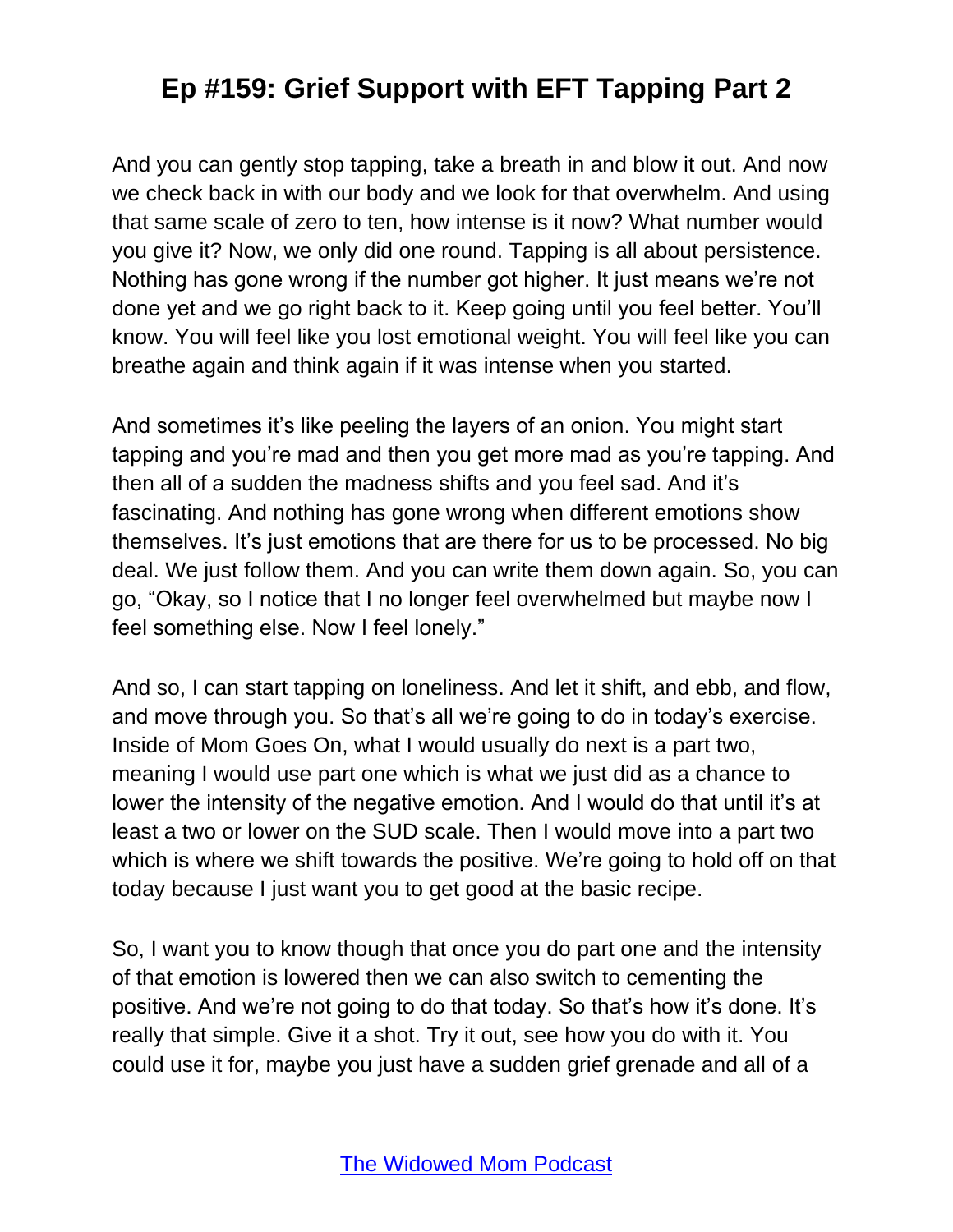And you can gently stop tapping, take a breath in and blow it out. And now we check back in with our body and we look for that overwhelm. And using that same scale of zero to ten, how intense is it now? What number would you give it? Now, we only did one round. Tapping is all about persistence. Nothing has gone wrong if the number got higher. It just means we're not done yet and we go right back to it. Keep going until you feel better. You'll know. You will feel like you lost emotional weight. You will feel like you can breathe again and think again if it was intense when you started.

And sometimes it's like peeling the layers of an onion. You might start tapping and you're mad and then you get more mad as you're tapping. And then all of a sudden the madness shifts and you feel sad. And it's fascinating. And nothing has gone wrong when different emotions show themselves. It's just emotions that are there for us to be processed. No big deal. We just follow them. And you can write them down again. So, you can go, "Okay, so I notice that I no longer feel overwhelmed but maybe now I feel something else. Now I feel lonely."

And so, I can start tapping on loneliness. And let it shift, and ebb, and flow, and move through you. So that's all we're going to do in today's exercise. Inside of Mom Goes On, what I would usually do next is a part two, meaning I would use part one which is what we just did as a chance to lower the intensity of the negative emotion. And I would do that until it's at least a two or lower on the SUD scale. Then I would move into a part two which is where we shift towards the positive. We're going to hold off on that today because I just want you to get good at the basic recipe.

So, I want you to know though that once you do part one and the intensity of that emotion is lowered then we can also switch to cementing the positive. And we're not going to do that today. So that's how it's done. It's really that simple. Give it a shot. Try it out, see how you do with it. You could use it for, maybe you just have a sudden grief grenade and all of a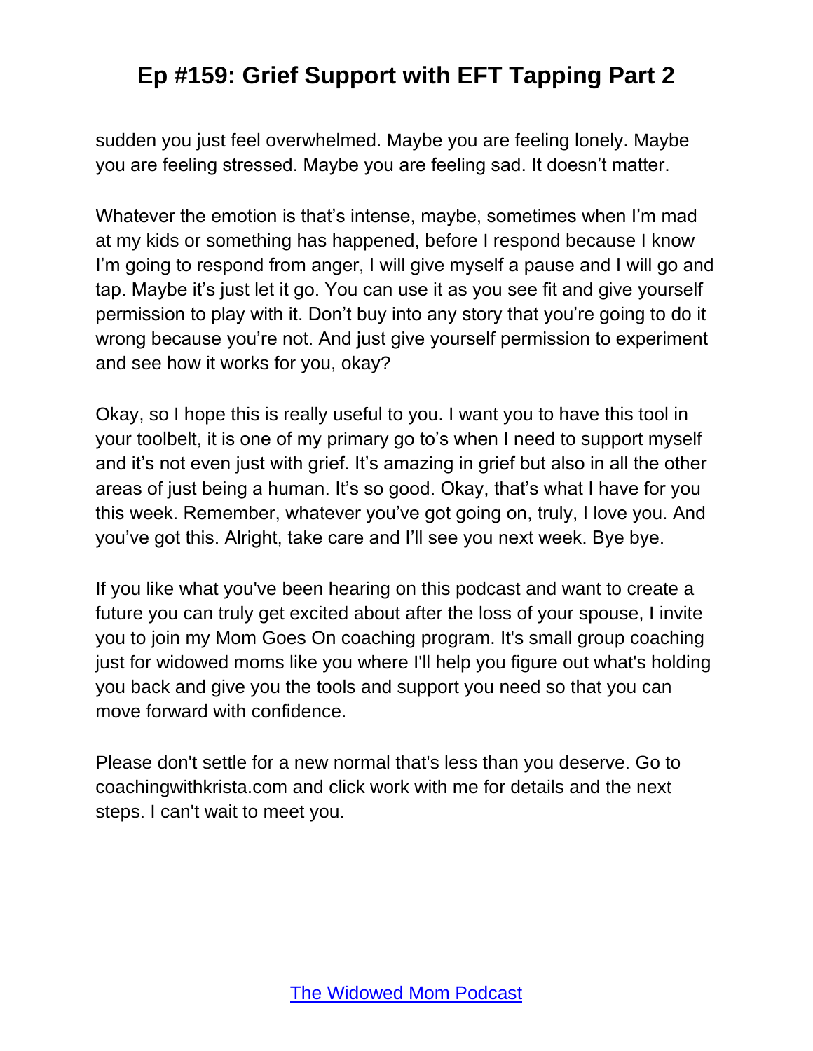sudden you just feel overwhelmed. Maybe you are feeling lonely. Maybe you are feeling stressed. Maybe you are feeling sad. It doesn't matter.

Whatever the emotion is that's intense, maybe, sometimes when I'm mad at my kids or something has happened, before I respond because I know I'm going to respond from anger, I will give myself a pause and I will go and tap. Maybe it's just let it go. You can use it as you see fit and give yourself permission to play with it. Don't buy into any story that you're going to do it wrong because you're not. And just give yourself permission to experiment and see how it works for you, okay?

Okay, so I hope this is really useful to you. I want you to have this tool in your toolbelt, it is one of my primary go to's when I need to support myself and it's not even just with grief. It's amazing in grief but also in all the other areas of just being a human. It's so good. Okay, that's what I have for you this week. Remember, whatever you've got going on, truly, I love you. And you've got this. Alright, take care and I'll see you next week. Bye bye.

If you like what you've been hearing on this podcast and want to create a future you can truly get excited about after the loss of your spouse, I invite you to join my Mom Goes On coaching program. It's small group coaching just for widowed moms like you where I'll help you figure out what's holding you back and give you the tools and support you need so that you can move forward with confidence.

Please don't settle for a new normal that's less than you deserve. Go to coachingwithkrista.com and click work with me for details and the next steps. I can't wait to meet you.